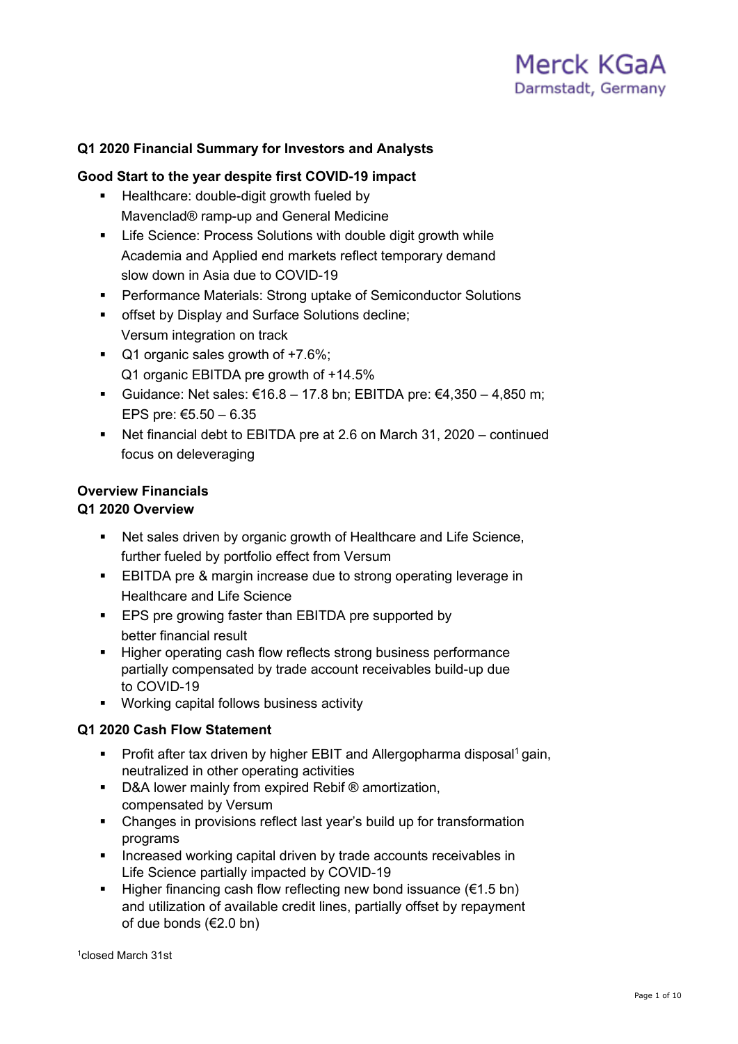Merck KGaA
Darmstadt, Germany

## Q1 2020 Financial Summary for Investors and Analysts

### Good Start to the year despite first COVID-19 impact

- Healthcare: double-digit growth fueled by Mavenclad® ramp-up and General Medicine
- Life Science: Process Solutions with double digit growth while Academia and Applied end markets reflect temporary demand slow down in Asia due to COVID-19
- Performance Materials: Strong uptake of Semiconductor Solutions
- offset by Display and Surface Solutions decline; Versum integration on track
- Q1 organic sales growth of +7.6%; Q1 organic EBITDA pre growth of +14.5%
- Guidance: Net sales: €16.8 – 17.8 bn; EBITDA pre: €4,350 – 4,850 m; EPS pre: €5.50 – 6.35
- Net financial debt to EBITDA pre at 2.6 on March 31, 2020 – continued focus on deleveraging

### Overview Financials

### Q1 2020 Overview

- Net sales driven by organic growth of Healthcare and Life Science, further fueled by portfolio effect from Versum
- EBITDA pre & margin increase due to strong operating leverage in Healthcare and Life Science
- EPS pre growing faster than EBITDA pre supported by better financial result
- Higher operating cash flow reflects strong business performance partially compensated by trade account receivables build-up due to COVID-19
- Working capital follows business activity

### Q1 2020 Cash Flow Statement

- Profit after tax driven by higher EBIT and Allergopharma disposal[1] gain, neutralized in other operating activities
- D&A lower mainly from expired Rebif ® amortization, compensated by Versum
- Changes in provisions reflect last year's build up for transformation programs
- Increased working capital driven by trade accounts receivables in Life Science partially impacted by COVID-19
- Higher financing cash flow reflecting new bond issuance (€1.5 bn) and utilization of available credit lines, partially offset by repayment of due bonds (€2.0 bn)

[1]closed March 31st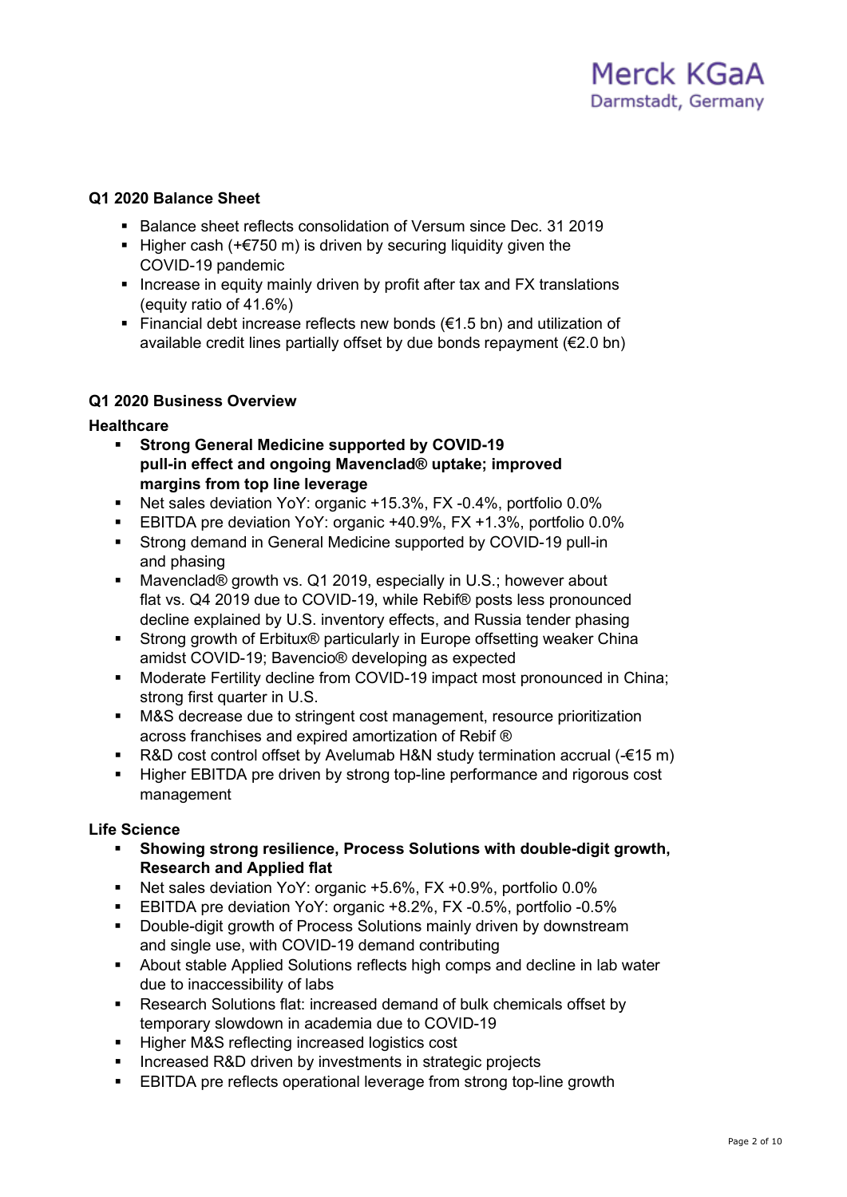## Q1 2020 Balance Sheet

- Balance sheet reflects consolidation of Versum since Dec. 31 2019
- Higher cash (+€750 m) is driven by securing liquidity given the COVID-19 pandemic
- Increase in equity mainly driven by profit after tax and FX translations (equity ratio of 41.6%)
- Financial debt increase reflects new bonds (€1.5 bn) and utilization of available credit lines partially offset by due bonds repayment (€2.0 bn)

## Q1 2020 Business Overview

### Healthcare

- **Strong General Medicine supported by COVID-19 pull-in effect and ongoing Mavenclad® uptake; improved margins from top line leverage**
- Net sales deviation YoY: organic +15.3%, FX -0.4%, portfolio 0.0%
- EBITDA pre deviation YoY: organic +40.9%, FX +1.3%, portfolio 0.0%
- Strong demand in General Medicine supported by COVID-19 pull-in and phasing
- Mavenclad® growth vs. Q1 2019, especially in U.S.; however about flat vs. Q4 2019 due to COVID-19, while Rebif® posts less pronounced decline explained by U.S. inventory effects, and Russia tender phasing
- Strong growth of Erbitux® particularly in Europe offsetting weaker China amidst COVID-19; Bavencio® developing as expected
- Moderate Fertility decline from COVID-19 impact most pronounced in China; strong first quarter in U.S.
- M&S decrease due to stringent cost management, resource prioritization across franchises and expired amortization of Rebif ®
- R&D cost control offset by Avelumab H&N study termination accrual (-€15 m)
- Higher EBITDA pre driven by strong top-line performance and rigorous cost management

### Life Science

- **Showing strong resilience, Process Solutions with double-digit growth, Research and Applied flat**
- Net sales deviation YoY: organic +5.6%, FX +0.9%, portfolio 0.0%
- EBITDA pre deviation YoY: organic +8.2%, FX -0.5%, portfolio -0.5%
- Double-digit growth of Process Solutions mainly driven by downstream and single use, with COVID-19 demand contributing
- About stable Applied Solutions reflects high comps and decline in lab water due to inaccessibility of labs
- Research Solutions flat: increased demand of bulk chemicals offset by temporary slowdown in academia due to COVID-19
- Higher M&S reflecting increased logistics cost
- Increased R&D driven by investments in strategic projects
- EBITDA pre reflects operational leverage from strong top-line growth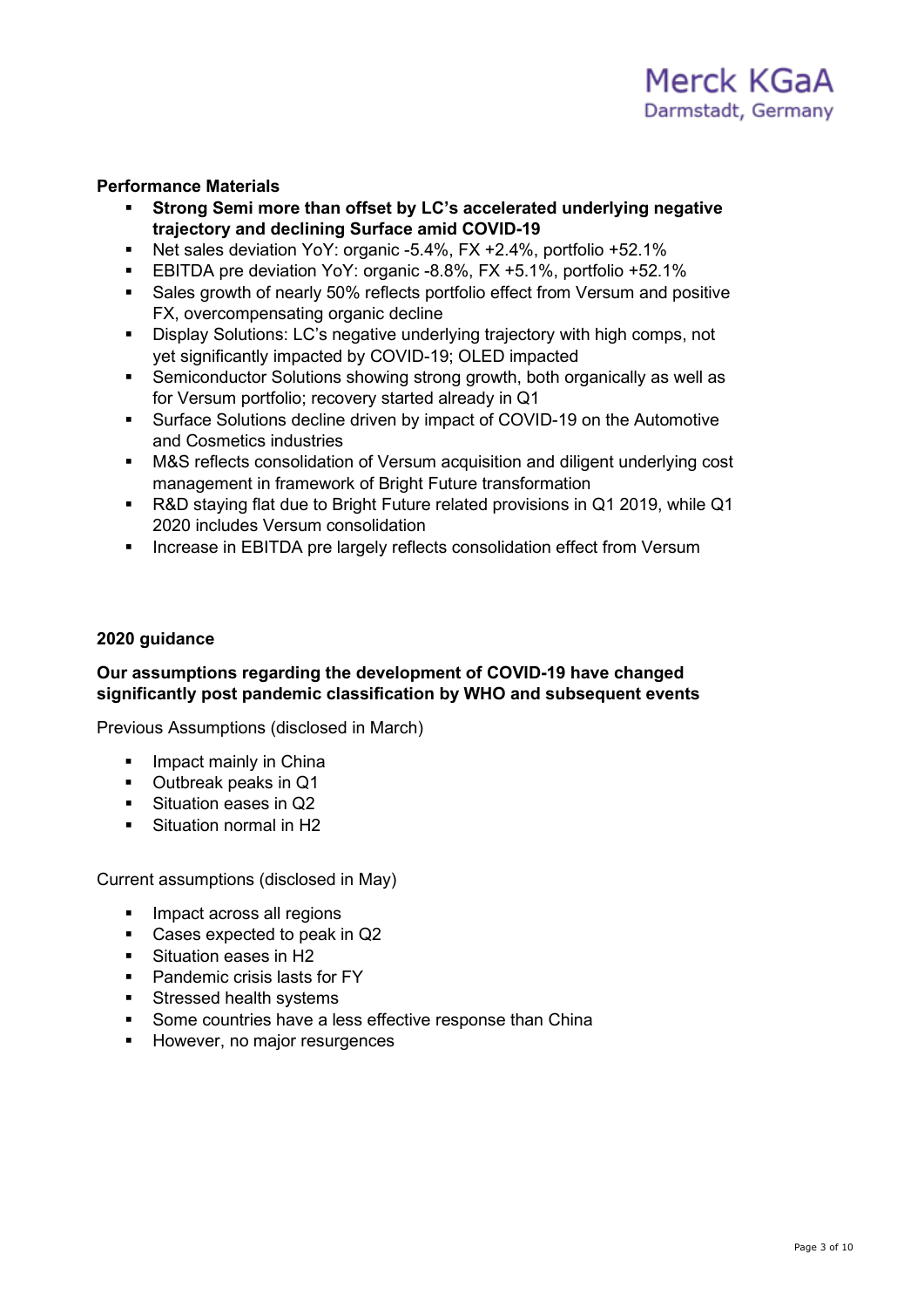**Performance Materials**

- **Strong Semi more than offset by LC's accelerated underlying negative trajectory and declining Surface amid COVID-19**
- Net sales deviation YoY: organic -5.4%, FX +2.4%, portfolio +52.1%
- EBITDA pre deviation YoY: organic -8.8%, FX +5.1%, portfolio +52.1%
- Sales growth of nearly 50% reflects portfolio effect from Versum and positive FX, overcompensating organic decline
- Display Solutions: LC's negative underlying trajectory with high comps, not yet significantly impacted by COVID-19; OLED impacted
- Semiconductor Solutions showing strong growth, both organically as well as for Versum portfolio; recovery started already in Q1
- Surface Solutions decline driven by impact of COVID-19 on the Automotive and Cosmetics industries
- M&S reflects consolidation of Versum acquisition and diligent underlying cost management in framework of Bright Future transformation
- R&D staying flat due to Bright Future related provisions in Q1 2019, while Q1 2020 includes Versum consolidation
- Increase in EBITDA pre largely reflects consolidation effect from Versum

**2020 guidance**

**Our assumptions regarding the development of COVID-19 have changed significantly post pandemic classification by WHO and subsequent events**

Previous Assumptions (disclosed in March)

- Impact mainly in China
- Outbreak peaks in Q1
- Situation eases in Q2
- Situation normal in H2

Current assumptions (disclosed in May)

- Impact across all regions
- Cases expected to peak in Q2
- Situation eases in H2
- Pandemic crisis lasts for FY
- Stressed health systems
- Some countries have a less effective response than China
- However, no major resurgences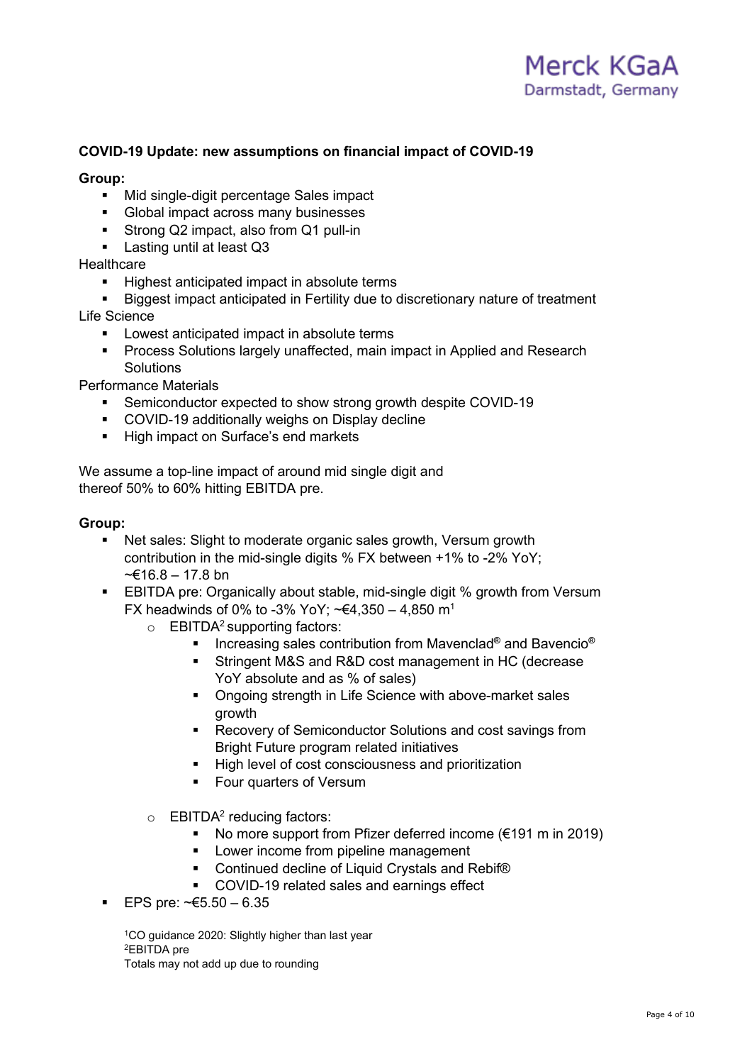**COVID-19 Update: new assumptions on financial impact of COVID-19**

**Group:**

- Mid single-digit percentage Sales impact
- Global impact across many businesses
- Strong Q2 impact, also from Q1 pull-in
- Lasting until at least Q3

Healthcare

- Highest anticipated impact in absolute terms
- Biggest impact anticipated in Fertility due to discretionary nature of treatment

Life Science

- Lowest anticipated impact in absolute terms
- Process Solutions largely unaffected, main impact in Applied and Research Solutions

Performance Materials

- Semiconductor expected to show strong growth despite COVID-19
- COVID-19 additionally weighs on Display decline
- High impact on Surface's end markets

We assume a top-line impact of around mid single digit and thereof 50% to 60% hitting EBITDA pre.

**Group:**

- Net sales: Slight to moderate organic sales growth, Versum growth contribution in the mid-single digits % FX between +1% to -2% YoY; ~€16.8 – 17.8 bn
- EBITDA pre: Organically about stable, mid-single digit % growth from Versum FX headwinds of 0% to -3% YoY; ~€4,350 – 4,850 m[1]
  - EBITDA[2] supporting factors:
    - Increasing sales contribution from Mavenclad® and Bavencio®
    - Stringent M&S and R&D cost management in HC (decrease YoY absolute and as % of sales)
    - Ongoing strength in Life Science with above-market sales growth
    - Recovery of Semiconductor Solutions and cost savings from Bright Future program related initiatives
    - High level of cost consciousness and prioritization
    - Four quarters of Versum
  - EBITDA[2] reducing factors:
    - No more support from Pfizer deferred income (€191 m in 2019)
    - Lower income from pipeline management
    - Continued decline of Liquid Crystals and Rebif®
    - COVID-19 related sales and earnings effect
- EPS pre: ~€5.50 – 6.35

[1]CO guidance 2020: Slightly higher than last year
[2]EBITDA pre
Totals may not add up due to rounding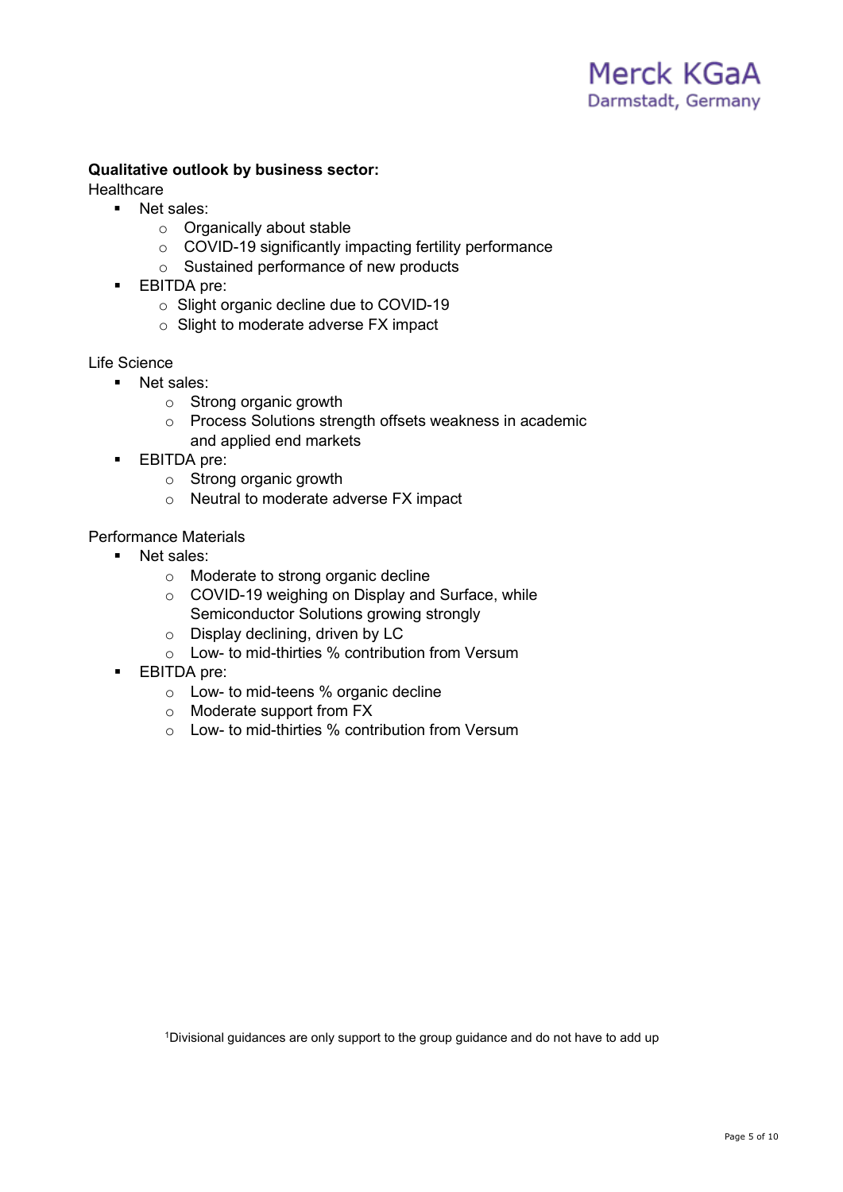**Qualitative outlook by business sector:**

Healthcare

- Net sales:
  - Organically about stable
  - COVID-19 significantly impacting fertility performance
  - Sustained performance of new products
- EBITDA pre:
  - Slight organic decline due to COVID-19
  - Slight to moderate adverse FX impact

Life Science

- Net sales:
  - Strong organic growth
  - Process Solutions strength offsets weakness in academic and applied end markets
- EBITDA pre:
  - Strong organic growth
  - Neutral to moderate adverse FX impact

Performance Materials

- Net sales:
  - Moderate to strong organic decline
  - COVID-19 weighing on Display and Surface, while Semiconductor Solutions growing strongly
  - Display declining, driven by LC
  - Low- to mid-thirties % contribution from Versum
- EBITDA pre:
  - Low- to mid-teens % organic decline
  - Moderate support from FX
  - Low- to mid-thirties % contribution from Versum

[1]Divisional guidances are only support to the group guidance and do not have to add up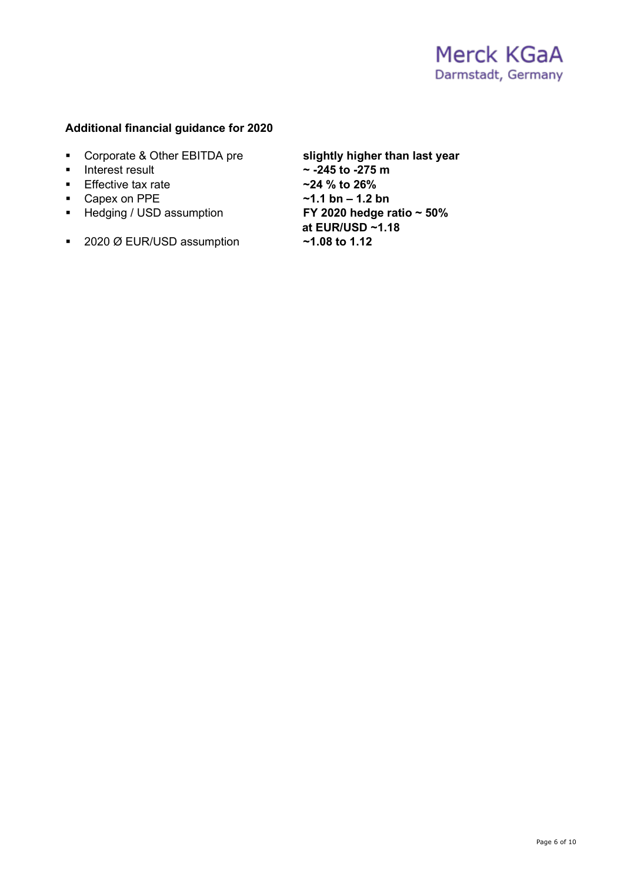### Additional financial guidance for 2020

- Corporate & Other EBITDA pre **slightly higher than last year**
- Interest result **~ -245 to -275 m**
- Effective tax rate **~24 % to 26%**
- Capex on PPE **~1.1 bn – 1.2 bn**
- Hedging / USD assumption **FY 2020 hedge ratio ~ 50% at EUR/USD ~1.18**
- 2020 Ø EUR/USD assumption **~1.08 to 1.12**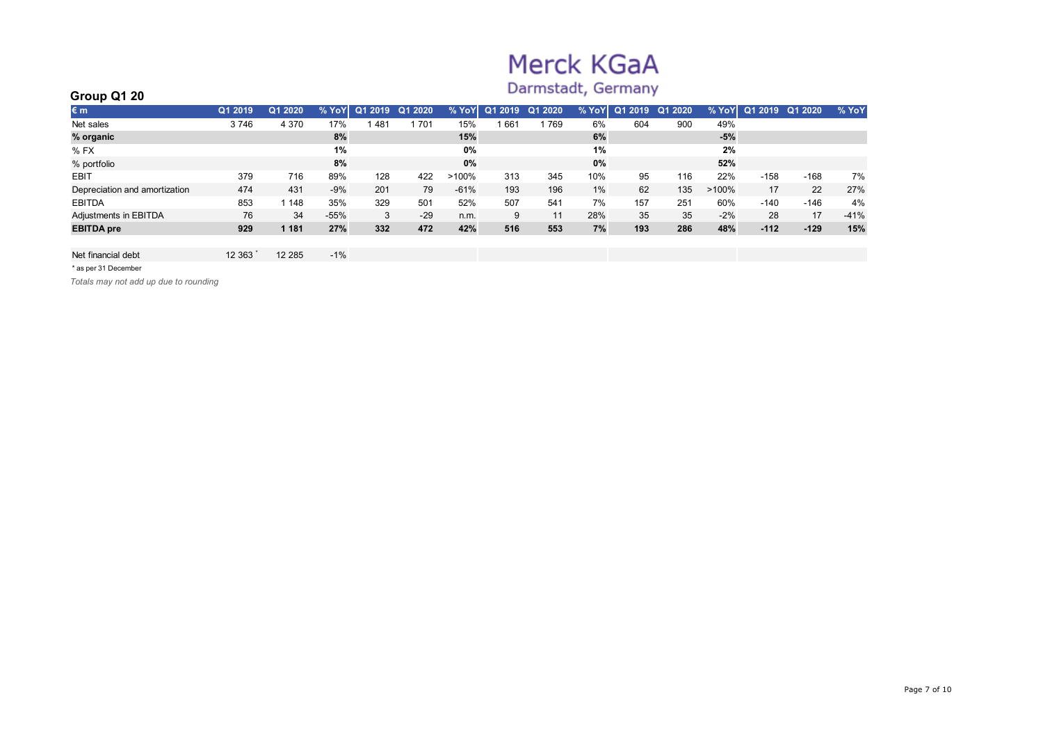Merck KGaA
Darmstadt, Germany

## Group Q1 20

| € m | Q1 2019 | Q1 2020 | % YoY | Q1 2019 | Q1 2020 | % YoY | Q1 2019 | Q1 2020 | % YoY | Q1 2019 | Q1 2020 | % YoY | Q1 2019 | Q1 2020 | % YoY |
|---|---|---|---|---|---|---|---|---|---|---|---|---|---|---|---|
| Net sales | 3 746 | 4 370 | 17% | 1 481 | 1 701 | 15% | 1 661 | 1 769 | 6% | 604 | 900 | 49% | | | |
| **% organic** | | | **8%** | | | **15%** | | | **6%** | | | **-5%** | | | |
| % FX | | | **1%** | | | **0%** | | | **1%** | | | **2%** | | | |
| % portfolio | | | **8%** | | | **0%** | | | **0%** | | | **52%** | | | |
| EBIT | 379 | 716 | 89% | 128 | 422 | >100% | 313 | 345 | 10% | 95 | 116 | 22% | -158 | -168 | 7% |
| Depreciation and amortization | 474 | 431 | -9% | 201 | 79 | -61% | 193 | 196 | 1% | 62 | 135 | >100% | 17 | 22 | 27% |
| EBITDA | 853 | 1 148 | 35% | 329 | 501 | 52% | 507 | 541 | 7% | 157 | 251 | 60% | -140 | -146 | 4% |
| Adjustments in EBITDA | 76 | 34 | -55% | 3 | -29 | n.m. | 9 | 11 | 28% | 35 | 35 | -2% | 28 | 17 | -41% |
| **EBITDA pre** | **929** | **1 181** | **27%** | **332** | **472** | **42%** | **516** | **553** | **7%** | **193** | **286** | **48%** | **-112** | **-129** | **15%** |
| | | | | | | | | | | | | | | | |
| Net financial debt | 12 363 * | 12 285 | -1% | | | | | | | | | | | | |

* as per 31 December

*Totals may not add up due to rounding*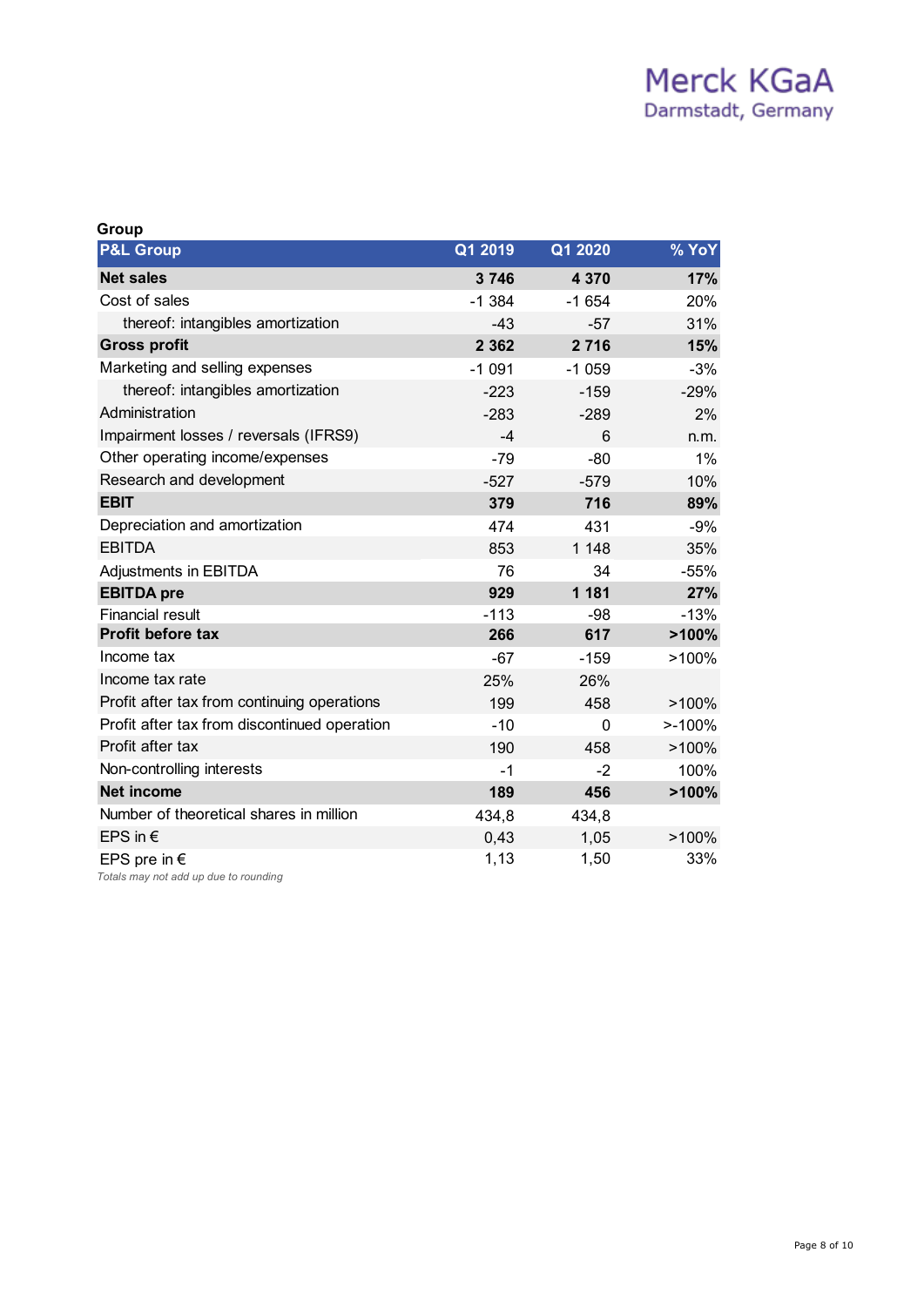Merck KGaA
Darmstadt, Germany

### Group

| P&L Group | Q1 2019 | Q1 2020 | % YoY |
|---|---|---|---|
| **Net sales** | **3 746** | **4 370** | **17%** |
| Cost of sales | -1 384 | -1 654 | 20% |
| thereof: intangibles amortization | -43 | -57 | 31% |
| **Gross profit** | **2 362** | **2 716** | **15%** |
| Marketing and selling expenses | -1 091 | -1 059 | -3% |
| thereof: intangibles amortization | -223 | -159 | -29% |
| Administration | -283 | -289 | 2% |
| Impairment losses / reversals (IFRS9) | -4 | 6 | n.m. |
| Other operating income/expenses | -79 | -80 | 1% |
| Research and development | -527 | -579 | 10% |
| **EBIT** | **379** | **716** | **89%** |
| Depreciation and amortization | 474 | 431 | -9% |
| EBITDA | 853 | 1 148 | 35% |
| Adjustments in EBITDA | 76 | 34 | -55% |
| **EBITDA pre** | **929** | **1 181** | **27%** |
| Financial result | -113 | -98 | -13% |
| **Profit before tax** | **266** | **617** | **>100%** |
| Income tax | -67 | -159 | >100% |
| Income tax rate | 25% | 26% | |
| Profit after tax from continuing operations | 199 | 458 | >100% |
| Profit after tax from discontinued operation | -10 | 0 | >-100% |
| Profit after tax | 190 | 458 | >100% |
| Non-controlling interests | -1 | -2 | 100% |
| **Net income** | **189** | **456** | **>100%** |
| Number of theoretical shares in million | 434,8 | 434,8 | |
| EPS in € | 0,43 | 1,05 | >100% |
| EPS pre in € | 1,13 | 1,50 | 33% |

*Totals may not add up due to rounding*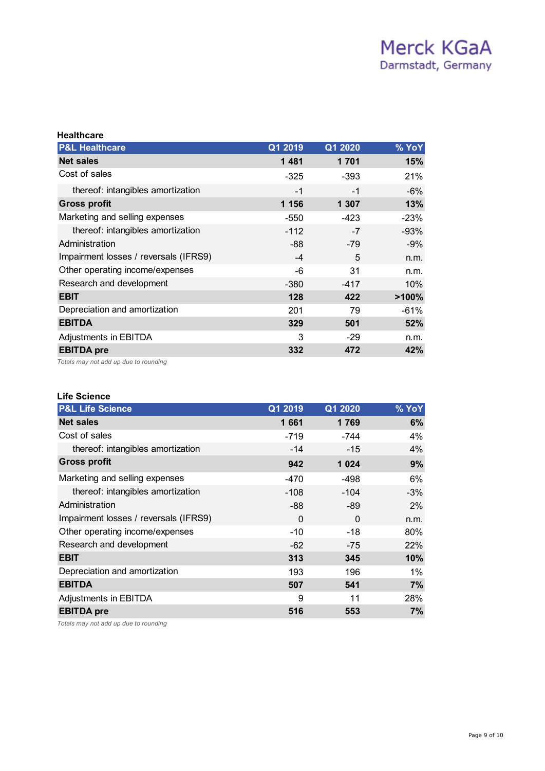## Healthcare

| P&L Healthcare | Q1 2019 | Q1 2020 | % YoY |
|---|---|---|---|
| **Net sales** | **1 481** | **1 701** | **15%** |
| Cost of sales | -325 | -393 | 21% |
| thereof: intangibles amortization | -1 | -1 | -6% |
| **Gross profit** | **1 156** | **1 307** | **13%** |
| Marketing and selling expenses | -550 | -423 | -23% |
| thereof: intangibles amortization | -112 | -7 | -93% |
| Administration | -88 | -79 | -9% |
| Impairment losses / reversals (IFRS9) | -4 | 5 | n.m. |
| Other operating income/expenses | -6 | 31 | n.m. |
| Research and development | -380 | -417 | 10% |
| **EBIT** | **128** | **422** | **>100%** |
| Depreciation and amortization | 201 | 79 | -61% |
| **EBITDA** | **329** | **501** | **52%** |
| Adjustments in EBITDA | 3 | -29 | n.m. |
| **EBITDA pre** | **332** | **472** | **42%** |

*Totals may not add up due to rounding*

## Life Science

| P&L Life Science | Q1 2019 | Q1 2020 | % YoY |
|---|---|---|---|
| **Net sales** | **1 661** | **1 769** | **6%** |
| Cost of sales | -719 | -744 | 4% |
| thereof: intangibles amortization | -14 | -15 | 4% |
| **Gross profit** | **942** | **1 024** | **9%** |
| Marketing and selling expenses | -470 | -498 | 6% |
| thereof: intangibles amortization | -108 | -104 | -3% |
| Administration | -88 | -89 | 2% |
| Impairment losses / reversals (IFRS9) | 0 | 0 | n.m. |
| Other operating income/expenses | -10 | -18 | 80% |
| Research and development | -62 | -75 | 22% |
| **EBIT** | **313** | **345** | **10%** |
| Depreciation and amortization | 193 | 196 | 1% |
| **EBITDA** | **507** | **541** | **7%** |
| Adjustments in EBITDA | 9 | 11 | 28% |
| **EBITDA pre** | **516** | **553** | **7%** |

*Totals may not add up due to rounding*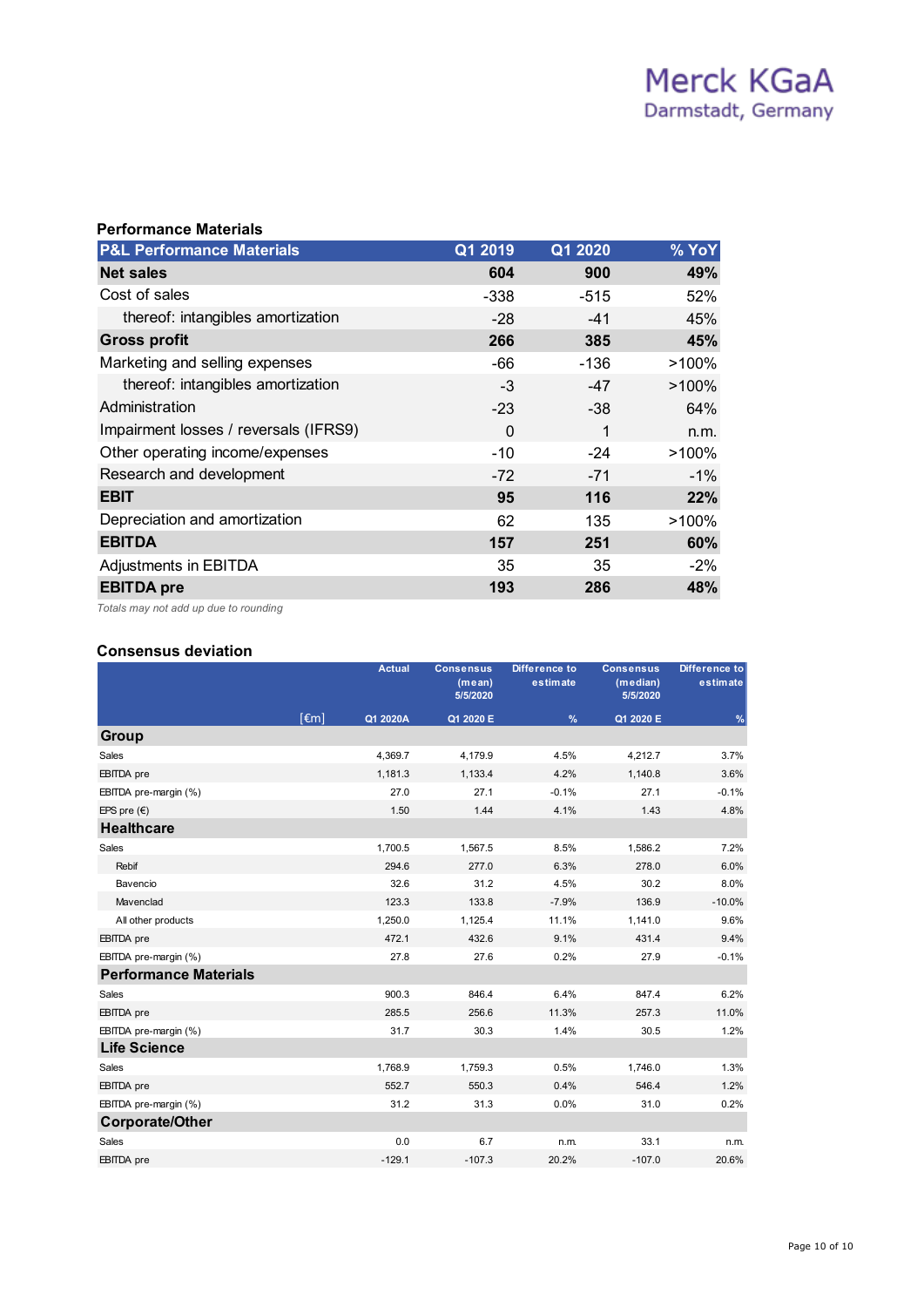### Performance Materials

| P&L Performance Materials | Q1 2019 | Q1 2020 | % YoY |
|---|---|---|---|
| **Net sales** | **604** | **900** | **49%** |
| Cost of sales | -338 | -515 | 52% |
| thereof: intangibles amortization | -28 | -41 | 45% |
| **Gross profit** | **266** | **385** | **45%** |
| Marketing and selling expenses | -66 | -136 | >100% |
| thereof: intangibles amortization | -3 | -47 | >100% |
| Administration | -23 | -38 | 64% |
| Impairment losses / reversals (IFRS9) | 0 | 1 | n.m. |
| Other operating income/expenses | -10 | -24 | >100% |
| Research and development | -72 | -71 | -1% |
| **EBIT** | **95** | **116** | **22%** |
| Depreciation and amortization | 62 | 135 | >100% |
| **EBITDA** | **157** | **251** | **60%** |
| Adjustments in EBITDA | 35 | 35 | -2% |
| **EBITDA pre** | **193** | **286** | **48%** |

*Totals may not add up due to rounding*

### Consensus deviation

| | Actual | Consensus (mean) 5/5/2020 | Difference to estimate | Consensus (median) 5/5/2020 | Difference to estimate |
|---|---|---|---|---|---|
| [€m] | Q1 2020A | Q1 2020 E | % | Q1 2020 E | % |
| **Group** | | | | | |
| Sales | 4,369.7 | 4,179.9 | 4.5% | 4,212.7 | 3.7% |
| EBITDA pre | 1,181.3 | 1,133.4 | 4.2% | 1,140.8 | 3.6% |
| EBITDA pre-margin (%) | 27.0 | 27.1 | -0.1% | 27.1 | -0.1% |
| EPS pre (€) | 1.50 | 1.44 | 4.1% | 1.43 | 4.8% |
| **Healthcare** | | | | | |
| Sales | 1,700.5 | 1,567.5 | 8.5% | 1,586.2 | 7.2% |
| Rebif | 294.6 | 277.0 | 6.3% | 278.0 | 6.0% |
| Bavencio | 32.6 | 31.2 | 4.5% | 30.2 | 8.0% |
| Mavenclad | 123.3 | 133.8 | -7.9% | 136.9 | -10.0% |
| All other products | 1,250.0 | 1,125.4 | 11.1% | 1,141.0 | 9.6% |
| EBITDA pre | 472.1 | 432.6 | 9.1% | 431.4 | 9.4% |
| EBITDA pre-margin (%) | 27.8 | 27.6 | 0.2% | 27.9 | -0.1% |
| **Performance Materials** | | | | | |
| Sales | 900.3 | 846.4 | 6.4% | 847.4 | 6.2% |
| EBITDA pre | 285.5 | 256.6 | 11.3% | 257.3 | 11.0% |
| EBITDA pre-margin (%) | 31.7 | 30.3 | 1.4% | 30.5 | 1.2% |
| **Life Science** | | | | | |
| Sales | 1,768.9 | 1,759.3 | 0.5% | 1,746.0 | 1.3% |
| EBITDA pre | 552.7 | 550.3 | 0.4% | 546.4 | 1.2% |
| EBITDA pre-margin (%) | 31.2 | 31.3 | 0.0% | 31.0 | 0.2% |
| **Corporate/Other** | | | | | |
| Sales | 0.0 | 6.7 | n.m. | 33.1 | n.m. |
| EBITDA pre | -129.1 | -107.3 | 20.2% | -107.0 | 20.6% |